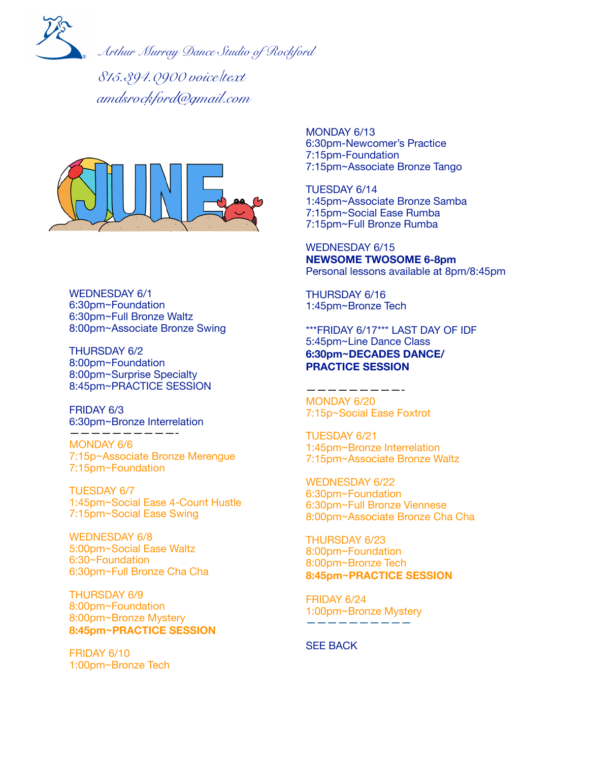*Arthur Murray Dance Studio of Rockford*

*815.394.0900 voice/text*

*amdsrockford@gmail.com*

# JUNE

WEDNESDAY 6/1
6:30pm~Foundation
6:30pm~Full Bronze Waltz
8:00pm~Associate Bronze Swing

THURSDAY 6/2
8:00pm~Foundation
8:00pm~Surprise Specialty
8:45pm~PRACTICE SESSION

FRIDAY 6/3
6:30pm~Bronze Interrelation

———————————-

MONDAY 6/6
7:15p~Associate Bronze Merengue
7:15pm~Foundation

TUESDAY 6/7
1:45pm~Social Ease 4-Count Hustle
7:15pm~Social Ease Swing

WEDNESDAY 6/8
5:00pm~Social Ease Waltz
6:30~Foundation
6:30pm~Full Bronze Cha Cha

THURSDAY 6/9
8:00pm~Foundation
8:00pm~Bronze Mystery
**8:45pm~PRACTICE SESSION**

FRIDAY 6/10
1:00pm~Bronze Tech

MONDAY 6/13
6:30pm-Newcomer's Practice
7:15pm-Foundation
7:15pm~Associate Bronze Tango

TUESDAY 6/14
1:45pm~Associate Bronze Samba
7:15pm~Social Ease Rumba
7:15pm~Full Bronze Rumba

WEDNESDAY 6/15
**NEWSOME TWOSOME 6-8pm**
Personal lessons available at 8pm/8:45pm

THURSDAY 6/16
1:45pm~Bronze Tech

***FRIDAY 6/17*** LAST DAY OF IDF
5:45pm~Line Dance Class
**6:30pm~DECADES DANCE/ PRACTICE SESSION**

——————————-

MONDAY 6/20
7:15p~Social Ease Foxtrot

TUESDAY 6/21
1:45pm~Bronze Interrelation
7:15pm~Associate Bronze Waltz

WEDNESDAY 6/22
6:30pm~Foundation
6:30pm~Full Bronze Viennese
8:00pm~Associate Bronze Cha Cha

THURSDAY 6/23
8:00pm~Foundation
8:00pm~Bronze Tech
**8:45pm~PRACTICE SESSION**

FRIDAY 6/24
1:00pm~Bronze Mystery

——————————

SEE BACK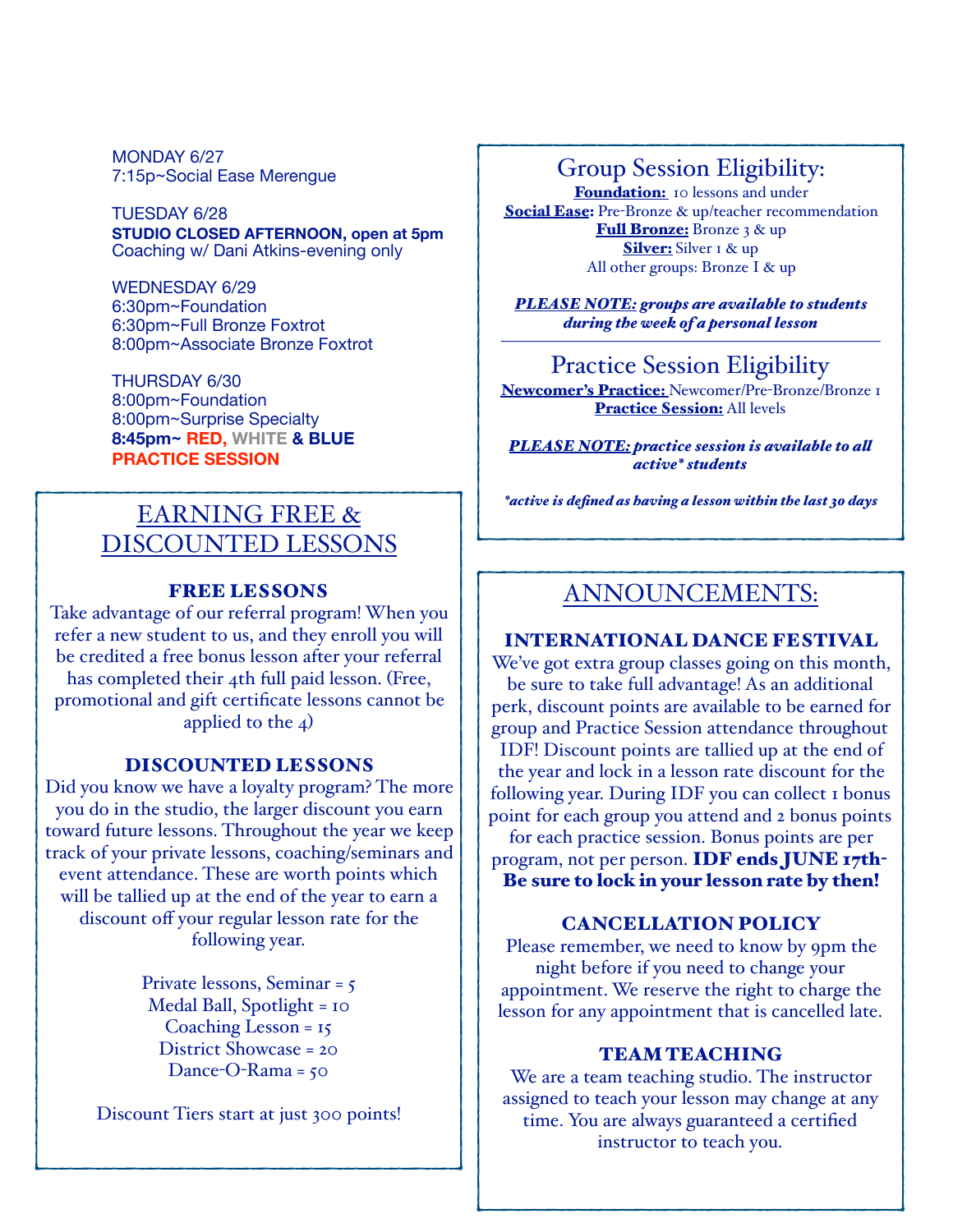MONDAY 6/27
7:15p~Social Ease Merengue

TUESDAY 6/28
**STUDIO CLOSED AFTERNOON, open at 5pm**
Coaching w/ Dani Atkins-evening only

WEDNESDAY 6/29
6:30pm~Foundation
6:30pm~Full Bronze Foxtrot
8:00pm~Associate Bronze Foxtrot

THURSDAY 6/30
8:00pm~Foundation
8:00pm~Surprise Specialty
**8:45pm~ RED, WHITE & BLUE PRACTICE SESSION**

## EARNING FREE & DISCOUNTED LESSONS

### FREE LESSONS

Take advantage of our referral program! When you refer a new student to us, and they enroll you will be credited a free bonus lesson after your referral has completed their 4th full paid lesson. (Free, promotional and gift certificate lessons cannot be applied to the 4)

### DISCOUNTED LESSONS

Did you know we have a loyalty program? The more you do in the studio, the larger discount you earn toward future lessons. Throughout the year we keep track of your private lessons, coaching/seminars and event attendance. These are worth points which will be tallied up at the end of the year to earn a discount off your regular lesson rate for the following year.

Private lessons, Seminar = 5
Medal Ball, Spotlight = 10
Coaching Lesson = 15
District Showcase = 20
Dance-O-Rama = 50

Discount Tiers start at just 300 points!

## Group Session Eligibility:

**Foundation:** 10 lessons and under
**Social Ease:** Pre-Bronze & up/teacher recommendation
**Full Bronze:** Bronze 3 & up
**Silver:** Silver 1 & up
All other groups: Bronze I & up

***PLEASE NOTE:* groups are available to students during the week of a personal lesson**

## Practice Session Eligibility

**Newcomer's Practice:** Newcomer/Pre-Bronze/Bronze 1
**Practice Session:** All levels

***PLEASE NOTE:* practice session is available to all active* students**

**\*active is defined as having a lesson within the last 30 days**

## ANNOUNCEMENTS:

### INTERNATIONAL DANCE FESTIVAL

We've got extra group classes going on this month, be sure to take full advantage! As an additional perk, discount points are available to be earned for group and Practice Session attendance throughout IDF! Discount points are tallied up at the end of the year and lock in a lesson rate discount for the following year. During IDF you can collect 1 bonus point for each group you attend and 2 bonus points for each practice session. Bonus points are per program, not per person. **IDF ends JUNE 17th- Be sure to lock in your lesson rate by then!**

### CANCELLATION POLICY

Please remember, we need to know by 9pm the night before if you need to change your appointment. We reserve the right to charge the lesson for any appointment that is cancelled late.

### TEAM TEACHING

We are a team teaching studio. The instructor assigned to teach your lesson may change at any time. You are always guaranteed a certified instructor to teach you.